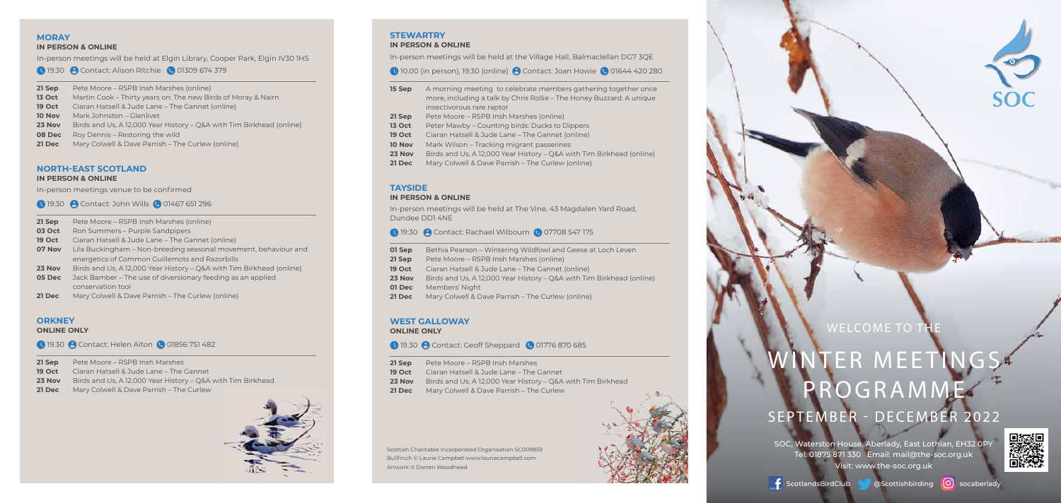## MORAY

**IN PERSON & ONLINE**

In-person meetings will be held at Elgin Library, Cooper Park, Elgin IV30 1HS

19:30 Contact: Alison Ritchie 01309 674 379

| | |
|---|---|
| **21 Sep** | Pete Moore – RSPB Insh Marshes (online) |
| **13 Oct** | Martin Cook – Thirty years on: The new Birds of Moray & Nairn |
| **19 Oct** | Ciaran Hatsell & Jude Lane – The Gannet (online) |
| **10 Nov** | Mark Johnston – Glenlivet |
| **23 Nov** | Birds and Us, A 12,000 Year History – Q&A with Tim Birkhead (online) |
| **08 Dec** | Roy Dennis – Restoring the wild |
| **21 Dec** | Mary Colwell & Dave Parrish – The Curlew (online) |

## NORTH-EAST SCOTLAND

**IN PERSON & ONLINE**

In-person meetings venue to be confirmed

19:30 Contact: John Wills 01467 651 296

| | |
|---|---|
| **21 Sep** | Pete Moore – RSPB Insh Marshes (online) |
| **03 Oct** | Ron Summers – Purple Sandpipers |
| **19 Oct** | Ciaran Hatsell & Jude Lane – The Gannet (online) |
| **07 Nov** | Lila Buckingham – Non-breeding seasonal movement, behaviour and energetics of Common Guillemots and Razorbills |
| **23 Nov** | Birds and Us, A 12,000 Year History – Q&A with Tim Birkhead (online) |
| **05 Dec** | Jack Bamber – The use of diversionary feeding as an applied conservation tool |
| **21 Dec** | Mary Colwell & Dave Parrish – The Curlew (online) |

## ORKNEY

**ONLINE ONLY**

19.30 Contact: Helen Aiton 01856 751 482

| | |
|---|---|
| **21 Sep** | Pete Moore – RSPB Insh Marshes |
| **19 Oct** | Ciaran Hatsell & Jude Lane – The Gannet |
| **23 Nov** | Birds and Us, A 12,000 Year History – Q&A with Tim Birkhead |
| **21 Dec** | Mary Colwell & Dave Parrish – The Curlew |

## STEWARTRY

**IN PERSON & ONLINE**

In-person meetings will be held at the Village Hall, Balmaclellan DG7 3QE

10.00 (in person), 19:30 (online) Contact: Joan Howie 01644 420 280

| | |
|---|---|
| **15 Sep** | A morning meeting to celebrate members gathering together once more, including a talk by Chris Rollie – The Honey Buzzard: A unique insectivorous rare raptor |
| **21 Sep** | Pete Moore – RSPB Insh Marshes (online) |
| **13 Oct** | Peter Mawby – Counting birds: Ducks to Dippers |
| **19 Oct** | Ciaran Hatsell & Jude Lane – The Gannet (online) |
| **10 Nov** | Mark Wilson – Tracking migrant passerines |
| **23 Nov** | Birds and Us, A 12,000 Year History – Q&A with Tim Birkhead (online) |
| **21 Dec** | Mary Colwell & Dave Parrish – The Curlew (online) |

## TAYSIDE

**IN PERSON & ONLINE**

In-person meetings will be held at The Vine, 43 Magdalen Yard Road, Dundee DD1 4NE

19:30 Contact: Rachael Wilbourn 07708 547 175

| | |
|---|---|
| **01 Sep** | Bethia Pearson – Wintering Wildfowl and Geese at Loch Leven |
| **21 Sep** | Pete Moore – RSPB Insh Marshes (online) |
| **19 Oct** | Ciaran Hatsell & Jude Lane – The Gannet (online) |
| **23 Nov** | Birds and Us, A 12,000 Year History – Q&A with Tim Birkhead (online) |
| **01 Dec** | Members' Night |
| **21 Dec** | Mary Colwell & Dave Parrish – The Curlew (online) |

## WEST GALLOWAY

**ONLINE ONLY**

19.30 Contact: Geoff Sheppard 01776 870 685

| | |
|---|---|
| **21 Sep** | Pete Moore – RSPB Insh Marshes |
| **19 Oct** | Ciaran Hatsell & Jude Lane – The Gannet |
| **23 Nov** | Birds and Us, A 12,000 Year History – Q&A with Tim Birkhead |
| **21 Dec** | Mary Colwell & Dave Parrish – The Curlew |

Scottish Charitable Incorporated Organisation SC009859
Bullfinch © Laurie Campbell www.lauriecampbell.com
Artwork © Darren Woodhead

SOC

WELCOME TO THE

# WINTER MEETINGS PROGRAMME

## SEPTEMBER - DECEMBER 2022

SOC, Waterston House, Aberlady, East Lothian, EH32 0PY
Tel: 01875 871 330 Email: mail@the-soc.org.uk
Visit: www.the-soc.org.uk

ScotlandsBirdClub @Scottishbirding socaberlady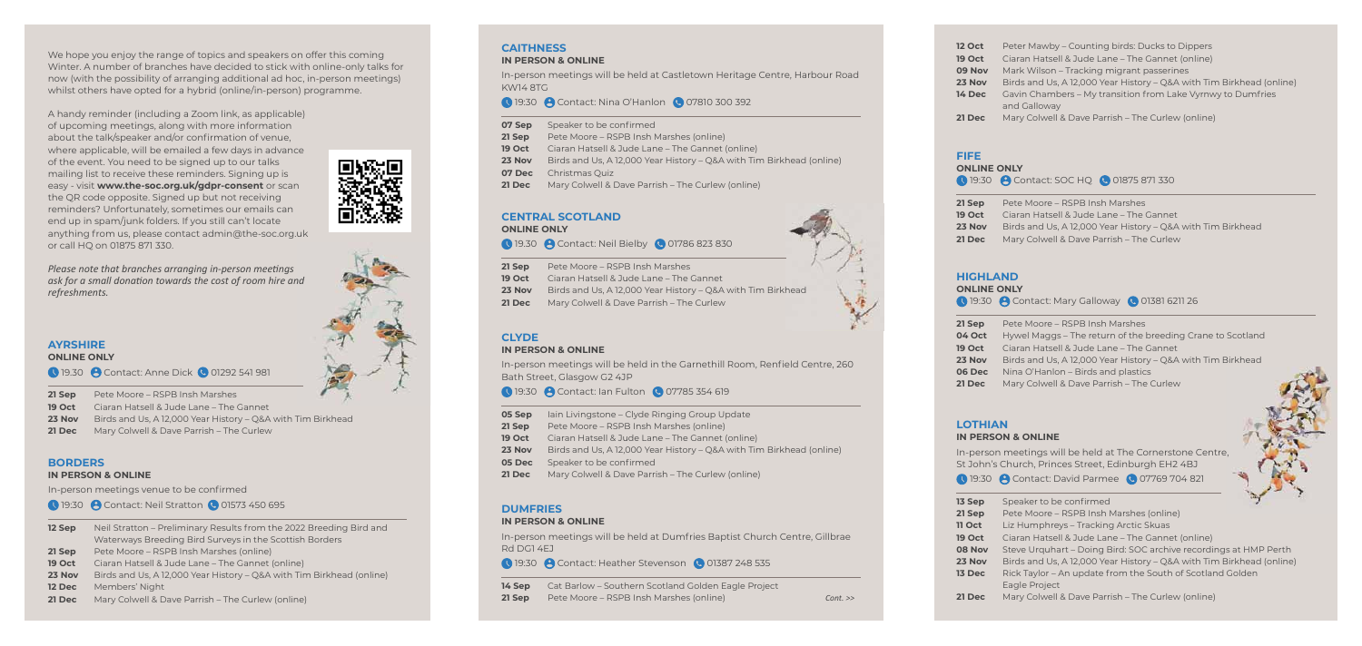We hope you enjoy the range of topics and speakers on offer this coming Winter. A number of branches have decided to stick with online-only talks for now (with the possibility of arranging additional ad hoc, in-person meetings) whilst others have opted for a hybrid (online/in-person) programme.

A handy reminder (including a Zoom link, as applicable) of upcoming meetings, along with more information about the talk/speaker and/or confirmation of venue, where applicable, will be emailed a few days in advance of the event. You need to be signed up to our talks mailing list to receive these reminders. Signing up is easy - visit **www.the-soc.org.uk/gdpr-consent** or scan the QR code opposite. Signed up but not receiving reminders? Unfortunately, sometimes our emails can end up in spam/junk folders. If you still can't locate anything from us, please contact admin@the-soc.org.uk or call HQ on 01875 871 330.

*Please note that branches arranging in-person meetings ask for a small donation towards the cost of room hire and refreshments.*

## AYRSHIRE

**ONLINE ONLY**

19.30 Contact: Anne Dick 01292 541 981

| | |
|---|---|
| **21 Sep** | Pete Moore – RSPB Insh Marshes |
| **19 Oct** | Ciaran Hatsell & Jude Lane – The Gannet |
| **23 Nov** | Birds and Us, A 12,000 Year History – Q&A with Tim Birkhead |
| **21 Dec** | Mary Colwell & Dave Parrish – The Curlew |

## BORDERS

**IN PERSON & ONLINE**

In-person meetings venue to be confirmed

19.30 Contact: Neil Stratton 01573 450 695

| | |
|---|---|
| **12 Sep** | Neil Stratton – Preliminary Results from the 2022 Breeding Bird and Waterways Breeding Bird Surveys in the Scottish Borders |
| **21 Sep** | Pete Moore – RSPB Insh Marshes (online) |
| **19 Oct** | Ciaran Hatsell & Jude Lane – The Gannet (online) |
| **23 Nov** | Birds and Us, A 12,000 Year History – Q&A with Tim Birkhead (online) |
| **12 Dec** | Members' Night |
| **21 Dec** | Mary Colwell & Dave Parrish – The Curlew (online) |

## CAITHNESS

**IN PERSON & ONLINE**

In-person meetings will be held at Castletown Heritage Centre, Harbour Road KW14 8TG

19.30 Contact: Nina O'Hanlon 07810 300 392

| | |
|---|---|
| **07 Sep** | Speaker to be confirmed |
| **21 Sep** | Pete Moore – RSPB Insh Marshes (online) |
| **19 Oct** | Ciaran Hatsell & Jude Lane – The Gannet (online) |
| **23 Nov** | Birds and Us, A 12,000 Year History – Q&A with Tim Birkhead (online) |
| **07 Dec** | Christmas Quiz |
| **21 Dec** | Mary Colwell & Dave Parrish – The Curlew (online) |

## CENTRAL SCOTLAND

**ONLINE ONLY**

19.30 Contact: Neil Bielby 01786 823 830

| | |
|---|---|
| **21 Sep** | Pete Moore – RSPB Insh Marshes |
| **19 Oct** | Ciaran Hatsell & Jude Lane – The Gannet |
| **23 Nov** | Birds and Us, A 12,000 Year History – Q&A with Tim Birkhead |
| **21 Dec** | Mary Colwell & Dave Parrish – The Curlew |

## CLYDE

**IN PERSON & ONLINE**

In-person meetings will be held in the Garnethill Room, Renfield Centre, 260 Bath Street, Glasgow G2 4JP

19.30 Contact: Ian Fulton 07785 354 619

| | |
|---|---|
| **05 Sep** | Iain Livingstone – Clyde Ringing Group Update |
| **21 Sep** | Pete Moore – RSPB Insh Marshes (online) |
| **19 Oct** | Ciaran Hatsell & Jude Lane – The Gannet (online) |
| **23 Nov** | Birds and Us, A 12,000 Year History – Q&A with Tim Birkhead (online) |
| **05 Dec** | Speaker to be confirmed |
| **21 Dec** | Mary Colwell & Dave Parrish – The Curlew (online) |

## DUMFRIES

**IN PERSON & ONLINE**

In-person meetings will be held at Dumfries Baptist Church Centre, Gillbrae Rd DG1 4EJ

19.30 Contact: Heather Stevenson 01387 248 535

| | |
|---|---|
| **14 Sep** | Cat Barlow – Southern Scotland Golden Eagle Project |
| **21 Sep** | Pete Moore – RSPB Insh Marshes (online) |
| **12 Oct** | Peter Mawby – Counting birds: Ducks to Dippers |
| **19 Oct** | Ciaran Hatsell & Jude Lane – The Gannet (online) |
| **09 Nov** | Mark Wilson – Tracking migrant passerines |
| **23 Nov** | Birds and Us, A 12,000 Year History – Q&A with Tim Birkhead (online) |
| **14 Dec** | Gavin Chambers – My transition from Lake Vyrnwy to Dumfries and Galloway |
| **21 Dec** | Mary Colwell & Dave Parrish – The Curlew (online) |

## FIFE

**ONLINE ONLY**

19.30 Contact: SOC HQ 01875 871 330

| | |
|---|---|
| **21 Sep** | Pete Moore – RSPB Insh Marshes |
| **19 Oct** | Ciaran Hatsell & Jude Lane – The Gannet |
| **23 Nov** | Birds and Us, A 12,000 Year History – Q&A with Tim Birkhead |
| **21 Dec** | Mary Colwell & Dave Parrish – The Curlew |

## HIGHLAND

**ONLINE ONLY**

19:30 Contact: Mary Galloway 01381 6211 26

| | |
|---|---|
| **21 Sep** | Pete Moore – RSPB Insh Marshes |
| **04 Oct** | Hywel Maggs – The return of the breeding Crane to Scotland |
| **19 Oct** | Ciaran Hatsell & Jude Lane – The Gannet |
| **23 Nov** | Birds and Us, A 12,000 Year History – Q&A with Tim Birkhead |
| **06 Dec** | Nina O'Hanlon – Birds and plastics |
| **21 Dec** | Mary Colwell & Dave Parrish – The Curlew |

## LOTHIAN

**IN PERSON & ONLINE**

In-person meetings will be held at The Cornerstone Centre, St John's Church, Princes Street, Edinburgh EH2 4BJ

19:30 Contact: David Parmee 07769 704 821

| | |
|---|---|
| **13 Sep** | Speaker to be confirmed |
| **21 Sep** | Pete Moore – RSPB Insh Marshes (online) |
| **11 Oct** | Liz Humphreys – Tracking Arctic Skuas |
| **19 Oct** | Ciaran Hatsell & Jude Lane – The Gannet (online) |
| **08 Nov** | Steve Urquhart – Doing Bird: SOC archive recordings at HMP Perth |
| **23 Nov** | Birds and Us, A 12,000 Year History – Q&A with Tim Birkhead (online) |
| **13 Dec** | Rick Taylor – An update from the South of Scotland Golden Eagle Project |
| **21 Dec** | Mary Colwell & Dave Parrish – The Curlew (online) |